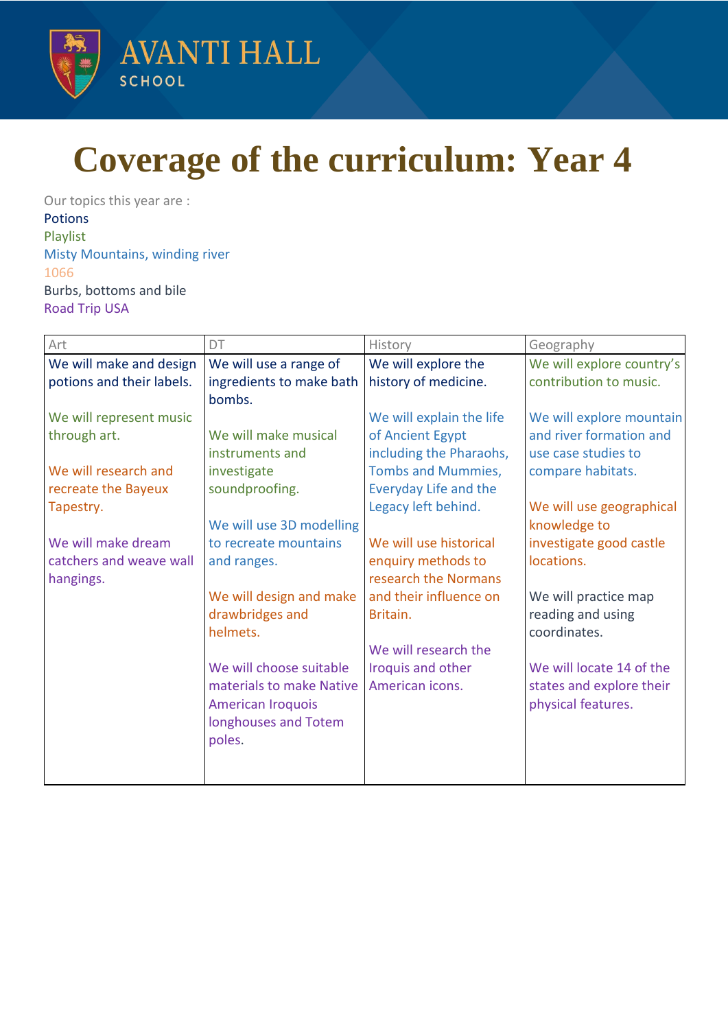AVANTI HALL
SCHOOL

# Coverage of the curriculum: Year 4

Our topics this year are :
Potions
Playlist
Misty Mountains, winding river
1066
Burbs, bottoms and bile
Road Trip USA

| Art | DT | History | Geography |
|---|---|---|---|
| We will make and design potions and their labels.<br><br>We will represent music through art.<br><br>We will research and recreate the Bayeux Tapestry.<br><br>We will make dream catchers and weave wall hangings. | We will use a range of ingredients to make bath bombs.<br><br>We will make musical instruments and investigate soundproofing.<br><br>We will use 3D modelling to recreate mountains and ranges.<br><br>We will design and make drawbridges and helmets.<br><br>We will choose suitable materials to make Native American Iroquois longhouses and Totem poles. | We will explore the history of medicine.<br><br>We will explain the life of Ancient Egypt including the Pharaohs, Tombs and Mummies, Everyday Life and the Legacy left behind.<br><br>We will use historical enquiry methods to research the Normans and their influence on Britain.<br><br>We will research the Iroquis and other American icons. | We will explore country's contribution to music.<br><br>We will explore mountain and river formation and use case studies to compare habitats.<br><br>We will use geographical knowledge to investigate good castle locations.<br><br>We will practice map reading and using coordinates.<br><br>We will locate 14 of the states and explore their physical features. |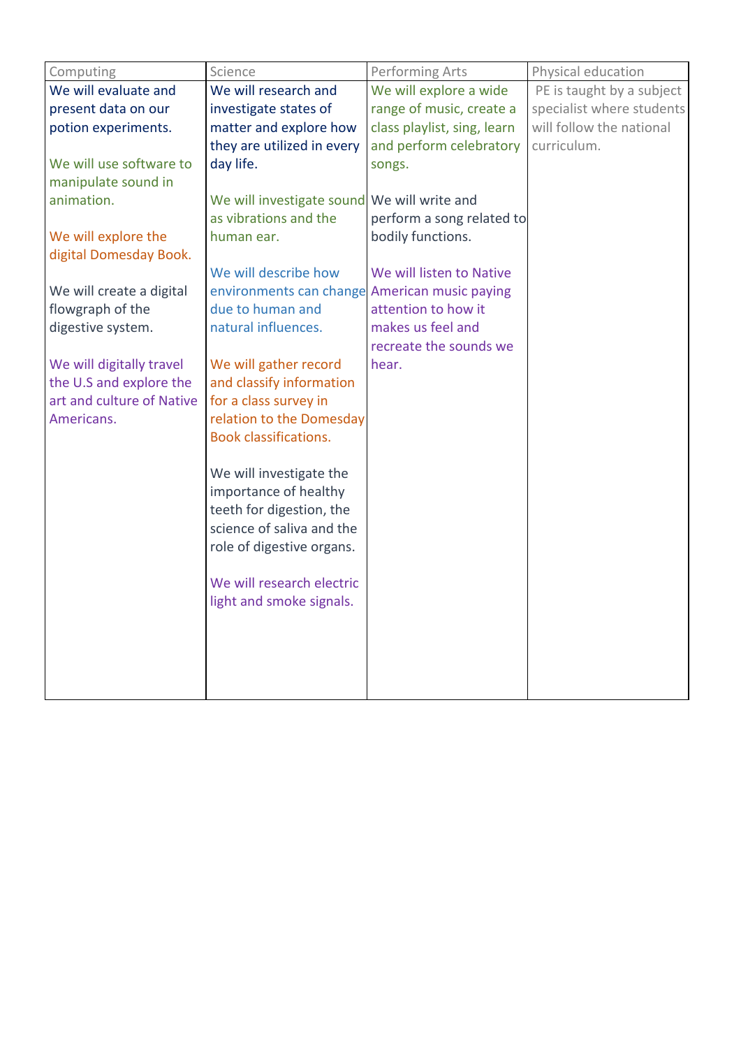| Computing | Science | Performing Arts | Physical education |
| --- | --- | --- | --- |
| We will evaluate and present data on our potion experiments.<br><br>We will use software to manipulate sound in animation.<br><br>We will explore the digital Domesday Book.<br><br>We will create a digital flowgraph of the digestive system.<br><br>We will digitally travel the U.S and explore the art and culture of Native Americans. | We will research and investigate states of matter and explore how they are utilized in every day life.<br><br>We will investigate sound as vibrations and the human ear.<br><br>We will describe how environments can change due to human and natural influences.<br><br>We will gather record and classify information for a class survey in relation to the Domesday Book classifications.<br><br>We will investigate the importance of healthy teeth for digestion, the science of saliva and the role of digestive organs.<br><br>We will research electric light and smoke signals. | We will explore a wide range of music, create a class playlist, sing, learn and perform celebratory songs.<br><br>We will write and perform a song related to bodily functions.<br><br>We will listen to Native American music paying attention to how it makes us feel and recreate the sounds we hear. | PE is taught by a subject specialist where students will follow the national curriculum. |